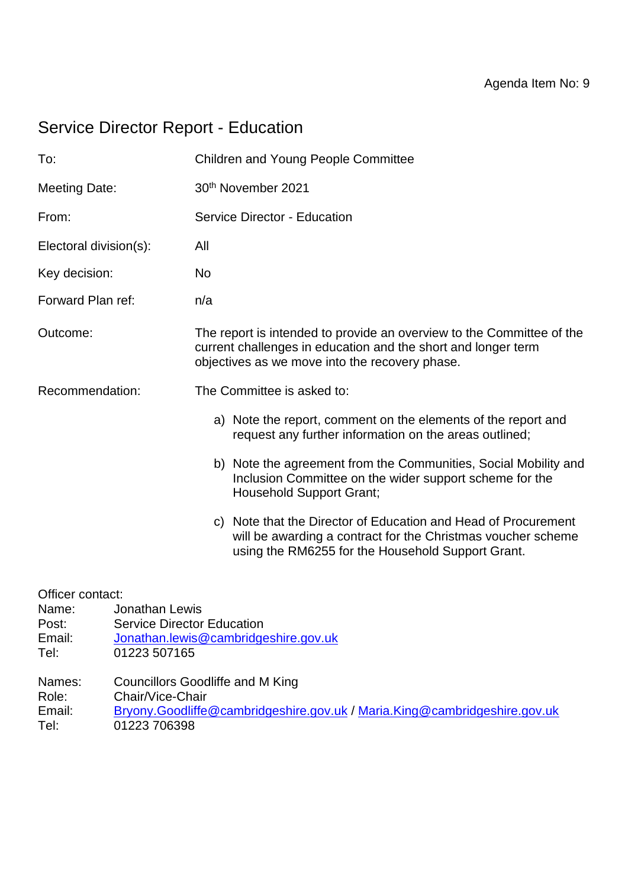Agenda Item No: 9

# Service Director Report - Education

| | |
|---|---|
| To: | Children and Young People Committee |
| Meeting Date: | 30th November 2021 |
| From: | Service Director - Education |
| Electoral division(s): | All |
| Key decision: | No |
| Forward Plan ref: | n/a |
| Outcome: | The report is intended to provide an overview to the Committee of the current challenges in education and the short and longer term objectives as we move into the recovery phase. |
| Recommendation: | The Committee is asked to: |

a) Note the report, comment on the elements of the report and request any further information on the areas outlined;

b) Note the agreement from the Communities, Social Mobility and Inclusion Committee on the wider support scheme for the Household Support Grant;

c) Note that the Director of Education and Head of Procurement will be awarding a contract for the Christmas voucher scheme using the RM6255 for the Household Support Grant.

Officer contact:
Name: Jonathan Lewis
Post: Service Director Education
Email: Jonathan.lewis@cambridgeshire.gov.uk
Tel: 01223 507165

Names: Councillors Goodliffe and M King
Role: Chair/Vice-Chair
Email: Bryony.Goodliffe@cambridgeshire.gov.uk / Maria.King@cambridgeshire.gov.uk
Tel: 01223 706398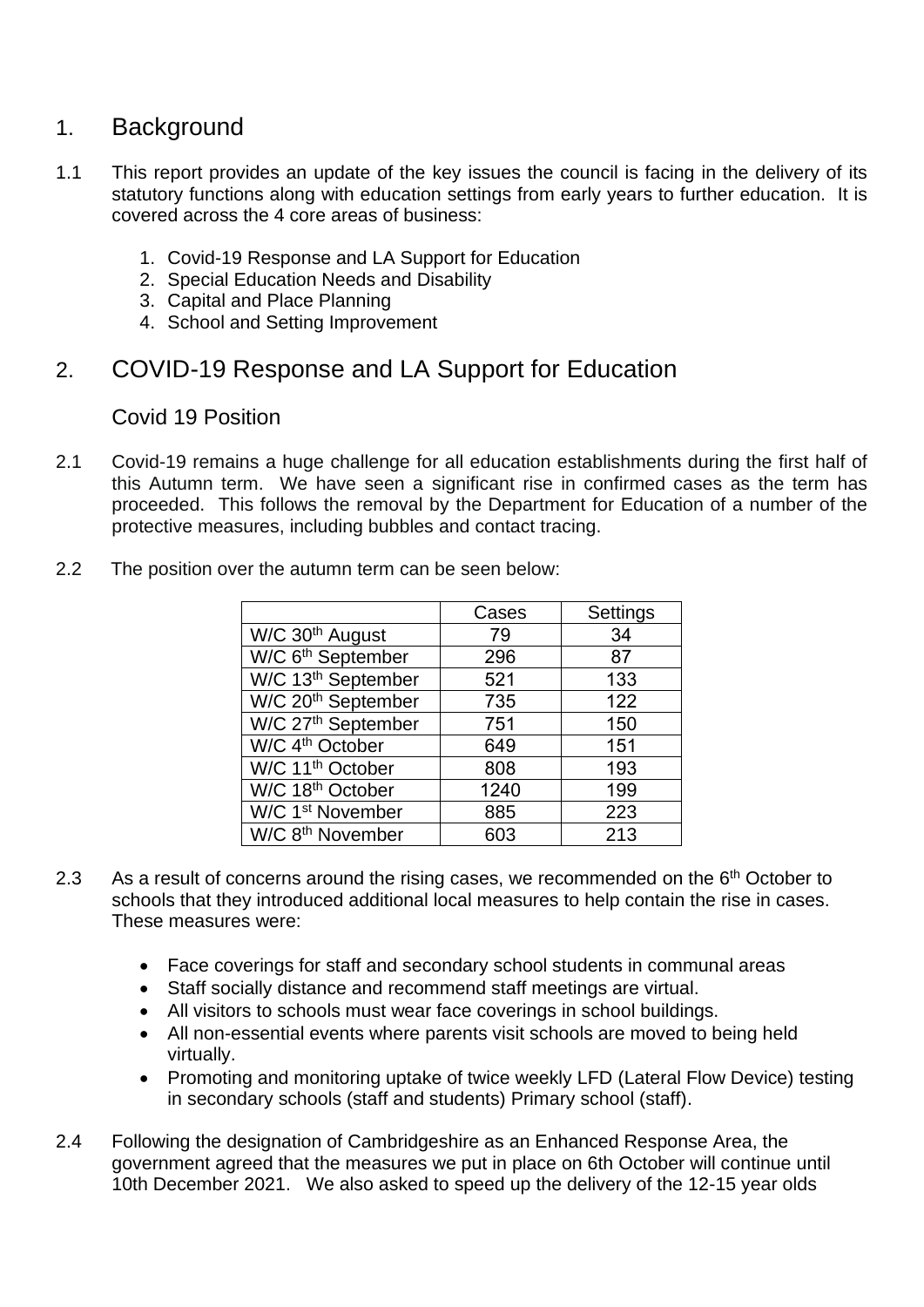## 1. Background

1.1 This report provides an update of the key issues the council is facing in the delivery of its statutory functions along with education settings from early years to further education. It is covered across the 4 core areas of business:

1. Covid-19 Response and LA Support for Education
2. Special Education Needs and Disability
3. Capital and Place Planning
4. School and Setting Improvement

## 2. COVID-19 Response and LA Support for Education

### Covid 19 Position

2.1 Covid-19 remains a huge challenge for all education establishments during the first half of this Autumn term. We have seen a significant rise in confirmed cases as the term has proceeded. This follows the removal by the Department for Education of a number of the protective measures, including bubbles and contact tracing.

2.2 The position over the autumn term can be seen below:

| | Cases | Settings |
|---|---|---|
| W/C 30th August | 79 | 34 |
| W/C 6th September | 296 | 87 |
| W/C 13th September | 521 | 133 |
| W/C 20th September | 735 | 122 |
| W/C 27th September | 751 | 150 |
| W/C 4th October | 649 | 151 |
| W/C 11th October | 808 | 193 |
| W/C 18th October | 1240 | 199 |
| W/C 1st November | 885 | 223 |
| W/C 8th November | 603 | 213 |

2.3 As a result of concerns around the rising cases, we recommended on the 6th October to schools that they introduced additional local measures to help contain the rise in cases. These measures were:

- Face coverings for staff and secondary school students in communal areas
- Staff socially distance and recommend staff meetings are virtual.
- All visitors to schools must wear face coverings in school buildings.
- All non-essential events where parents visit schools are moved to being held virtually.
- Promoting and monitoring uptake of twice weekly LFD (Lateral Flow Device) testing in secondary schools (staff and students) Primary school (staff).

2.4 Following the designation of Cambridgeshire as an Enhanced Response Area, the government agreed that the measures we put in place on 6th October will continue until 10th December 2021. We also asked to speed up the delivery of the 12-15 year olds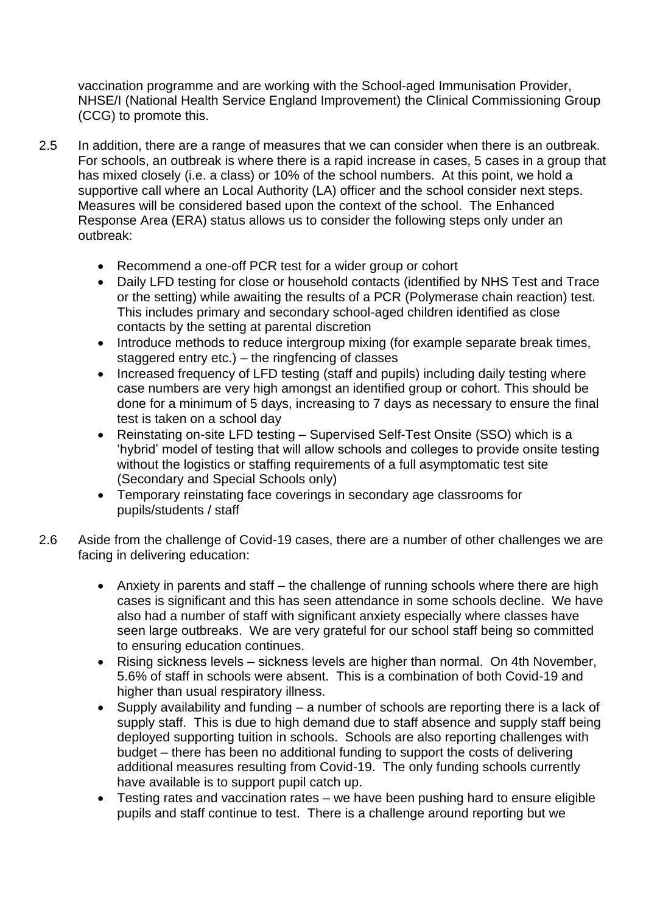vaccination programme and are working with the School-aged Immunisation Provider, NHSE/I (National Health Service England Improvement) the Clinical Commissioning Group (CCG) to promote this.

2.5 In addition, there are a range of measures that we can consider when there is an outbreak. For schools, an outbreak is where there is a rapid increase in cases, 5 cases in a group that has mixed closely (i.e. a class) or 10% of the school numbers. At this point, we hold a supportive call where an Local Authority (LA) officer and the school consider next steps. Measures will be considered based upon the context of the school. The Enhanced Response Area (ERA) status allows us to consider the following steps only under an outbreak:

- Recommend a one-off PCR test for a wider group or cohort
- Daily LFD testing for close or household contacts (identified by NHS Test and Trace or the setting) while awaiting the results of a PCR (Polymerase chain reaction) test. This includes primary and secondary school-aged children identified as close contacts by the setting at parental discretion
- Introduce methods to reduce intergroup mixing (for example separate break times, staggered entry etc.) – the ringfencing of classes
- Increased frequency of LFD testing (staff and pupils) including daily testing where case numbers are very high amongst an identified group or cohort. This should be done for a minimum of 5 days, increasing to 7 days as necessary to ensure the final test is taken on a school day
- Reinstating on-site LFD testing – Supervised Self-Test Onsite (SSO) which is a 'hybrid' model of testing that will allow schools and colleges to provide onsite testing without the logistics or staffing requirements of a full asymptomatic test site (Secondary and Special Schools only)
- Temporary reinstating face coverings in secondary age classrooms for pupils/students / staff

2.6 Aside from the challenge of Covid-19 cases, there are a number of other challenges we are facing in delivering education:

- Anxiety in parents and staff – the challenge of running schools where there are high cases is significant and this has seen attendance in some schools decline. We have also had a number of staff with significant anxiety especially where classes have seen large outbreaks. We are very grateful for our school staff being so committed to ensuring education continues.
- Rising sickness levels – sickness levels are higher than normal. On 4th November, 5.6% of staff in schools were absent. This is a combination of both Covid-19 and higher than usual respiratory illness.
- Supply availability and funding – a number of schools are reporting there is a lack of supply staff. This is due to high demand due to staff absence and supply staff being deployed supporting tuition in schools. Schools are also reporting challenges with budget – there has been no additional funding to support the costs of delivering additional measures resulting from Covid-19. The only funding schools currently have available is to support pupil catch up.
- Testing rates and vaccination rates – we have been pushing hard to ensure eligible pupils and staff continue to test. There is a challenge around reporting but we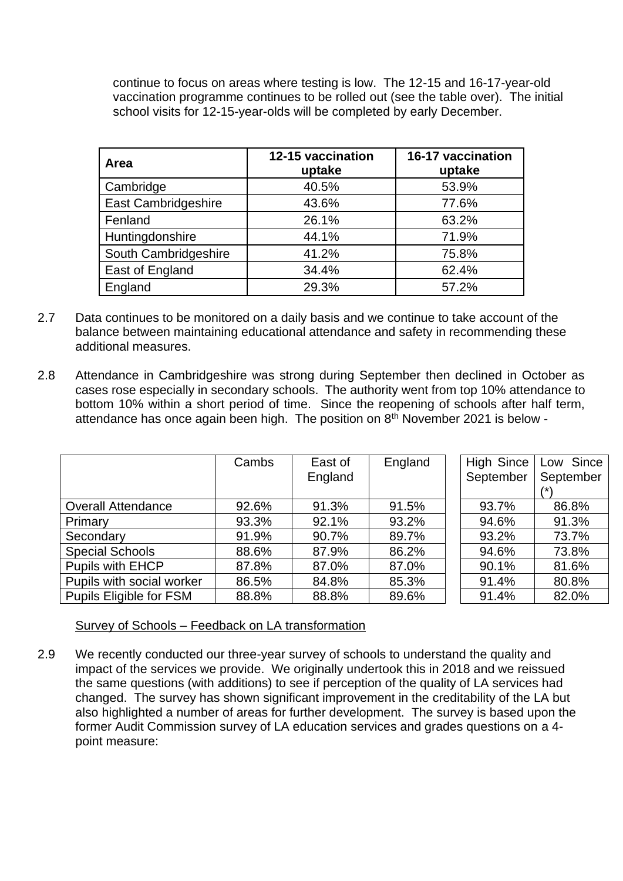continue to focus on areas where testing is low. The 12-15 and 16-17-year-old vaccination programme continues to be rolled out (see the table over). The initial school visits for 12-15-year-olds will be completed by early December.

| Area | 12-15 vaccination uptake | 16-17 vaccination uptake |
|---|---|---|
| Cambridge | 40.5% | 53.9% |
| East Cambridgeshire | 43.6% | 77.6% |
| Fenland | 26.1% | 63.2% |
| Huntingdonshire | 44.1% | 71.9% |
| South Cambridgeshire | 41.2% | 75.8% |
| East of England | 34.4% | 62.4% |
| England | 29.3% | 57.2% |

2.7 Data continues to be monitored on a daily basis and we continue to take account of the balance between maintaining educational attendance and safety in recommending these additional measures.

2.8 Attendance in Cambridgeshire was strong during September then declined in October as cases rose especially in secondary schools. The authority went from top 10% attendance to bottom 10% within a short period of time. Since the reopening of schools after half term, attendance has once again been high. The position on 8th November 2021 is below -

| | Cambs | East of England | England | High Since September | Low Since September (*) |
|---|---|---|---|---|---|
| Overall Attendance | 92.6% | 91.3% | 91.5% | 93.7% | 86.8% |
| Primary | 93.3% | 92.1% | 93.2% | 94.6% | 91.3% |
| Secondary | 91.9% | 90.7% | 89.7% | 93.2% | 73.7% |
| Special Schools | 88.6% | 87.9% | 86.2% | 94.6% | 73.8% |
| Pupils with EHCP | 87.8% | 87.0% | 87.0% | 90.1% | 81.6% |
| Pupils with social worker | 86.5% | 84.8% | 85.3% | 91.4% | 80.8% |
| Pupils Eligible for FSM | 88.8% | 88.8% | 89.6% | 91.4% | 82.0% |

Survey of Schools – Feedback on LA transformation

2.9 We recently conducted our three-year survey of schools to understand the quality and impact of the services we provide. We originally undertook this in 2018 and we reissued the same questions (with additions) to see if perception of the quality of LA services had changed. The survey has shown significant improvement in the creditability of the LA but also highlighted a number of areas for further development. The survey is based upon the former Audit Commission survey of LA education services and grades questions on a 4-point measure: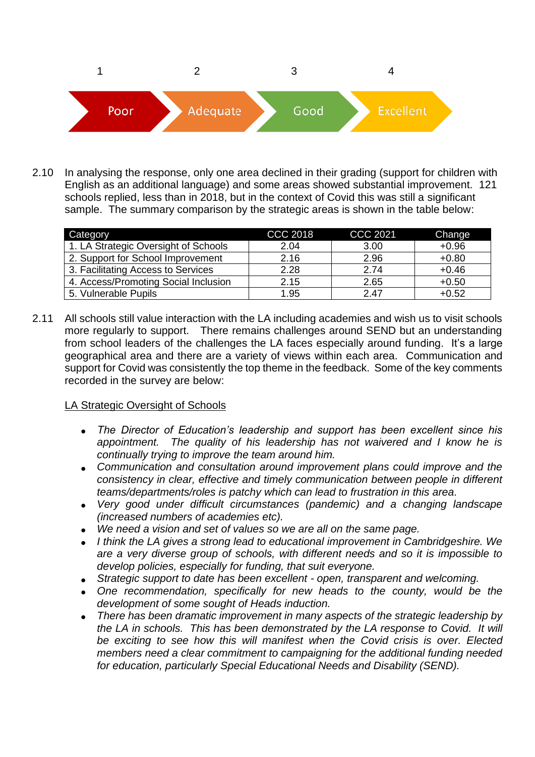| 1 | 2 | 3 | 4 |
|---|---|---|---|
| Poor | Adequate | Good | Excellent |

2.10 In analysing the response, only one area declined in their grading (support for children with English as an additional language) and some areas showed substantial improvement. 121 schools replied, less than in 2018, but in the context of Covid this was still a significant sample. The summary comparison by the strategic areas is shown in the table below:

| Category | CCC 2018 | CCC 2021 | Change |
|---|---|---|---|
| 1. LA Strategic Oversight of Schools | 2.04 | 3.00 | +0.96 |
| 2. Support for School Improvement | 2.16 | 2.96 | +0.80 |
| 3. Facilitating Access to Services | 2.28 | 2.74 | +0.46 |
| 4. Access/Promoting Social Inclusion | 2.15 | 2.65 | +0.50 |
| 5. Vulnerable Pupils | 1.95 | 2.47 | +0.52 |

2.11 All schools still value interaction with the LA including academies and wish us to visit schools more regularly to support. There remains challenges around SEND but an understanding from school leaders of the challenges the LA faces especially around funding. It's a large geographical area and there are a variety of views within each area. Communication and support for Covid was consistently the top theme in the feedback. Some of the key comments recorded in the survey are below:

<u>LA Strategic Oversight of Schools</u>

- *The Director of Education's leadership and support has been excellent since his appointment. The quality of his leadership has not waivered and I know he is continually trying to improve the team around him.*
- *Communication and consultation around improvement plans could improve and the consistency in clear, effective and timely communication between people in different teams/departments/roles is patchy which can lead to frustration in this area.*
- *Very good under difficult circumstances (pandemic) and a changing landscape (increased numbers of academies etc).*
- *We need a vision and set of values so we are all on the same page.*
- *I think the LA gives a strong lead to educational improvement in Cambridgeshire. We are a very diverse group of schools, with different needs and so it is impossible to develop policies, especially for funding, that suit everyone.*
- *Strategic support to date has been excellent - open, transparent and welcoming.*
- *One recommendation, specifically for new heads to the county, would be the development of some sought of Heads induction.*
- *There has been dramatic improvement in many aspects of the strategic leadership by the LA in schools. This has been demonstrated by the LA response to Covid. It will be exciting to see how this will manifest when the Covid crisis is over. Elected members need a clear commitment to campaigning for the additional funding needed for education, particularly Special Educational Needs and Disability (SEND).*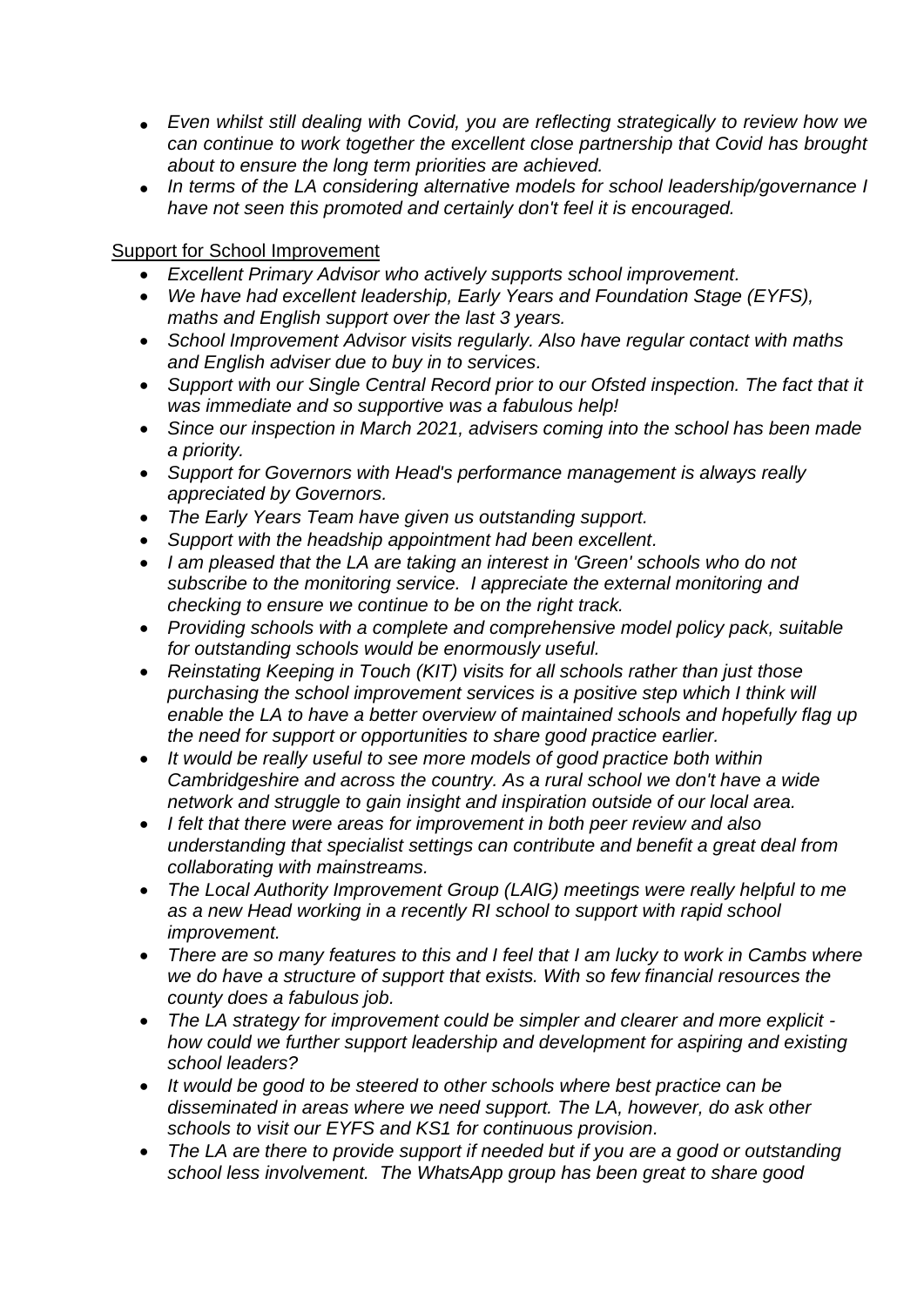- *Even whilst still dealing with Covid, you are reflecting strategically to review how we can continue to work together the excellent close partnership that Covid has brought about to ensure the long term priorities are achieved.*
- *In terms of the LA considering alternative models for school leadership/governance I have not seen this promoted and certainly don't feel it is encouraged.*

Support for School Improvement

- *Excellent Primary Advisor who actively supports school improvement.*
- *We have had excellent leadership, Early Years and Foundation Stage (EYFS), maths and English support over the last 3 years.*
- *School Improvement Advisor visits regularly. Also have regular contact with maths and English adviser due to buy in to services.*
- *Support with our Single Central Record prior to our Ofsted inspection. The fact that it was immediate and so supportive was a fabulous help!*
- *Since our inspection in March 2021, advisers coming into the school has been made a priority.*
- *Support for Governors with Head's performance management is always really appreciated by Governors.*
- *The Early Years Team have given us outstanding support.*
- *Support with the headship appointment had been excellent.*
- *I am pleased that the LA are taking an interest in 'Green' schools who do not subscribe to the monitoring service. I appreciate the external monitoring and checking to ensure we continue to be on the right track.*
- *Providing schools with a complete and comprehensive model policy pack, suitable for outstanding schools would be enormously useful.*
- *Reinstating Keeping in Touch (KIT) visits for all schools rather than just those purchasing the school improvement services is a positive step which I think will enable the LA to have a better overview of maintained schools and hopefully flag up the need for support or opportunities to share good practice earlier.*
- *It would be really useful to see more models of good practice both within Cambridgeshire and across the country. As a rural school we don't have a wide network and struggle to gain insight and inspiration outside of our local area.*
- *I felt that there were areas for improvement in both peer review and also understanding that specialist settings can contribute and benefit a great deal from collaborating with mainstreams.*
- *The Local Authority Improvement Group (LAIG) meetings were really helpful to me as a new Head working in a recently RI school to support with rapid school improvement.*
- *There are so many features to this and I feel that I am lucky to work in Cambs where we do have a structure of support that exists. With so few financial resources the county does a fabulous job.*
- *The LA strategy for improvement could be simpler and clearer and more explicit - how could we further support leadership and development for aspiring and existing school leaders?*
- *It would be good to be steered to other schools where best practice can be disseminated in areas where we need support. The LA, however, do ask other schools to visit our EYFS and KS1 for continuous provision.*
- *The LA are there to provide support if needed but if you are a good or outstanding school less involvement. The WhatsApp group has been great to share good*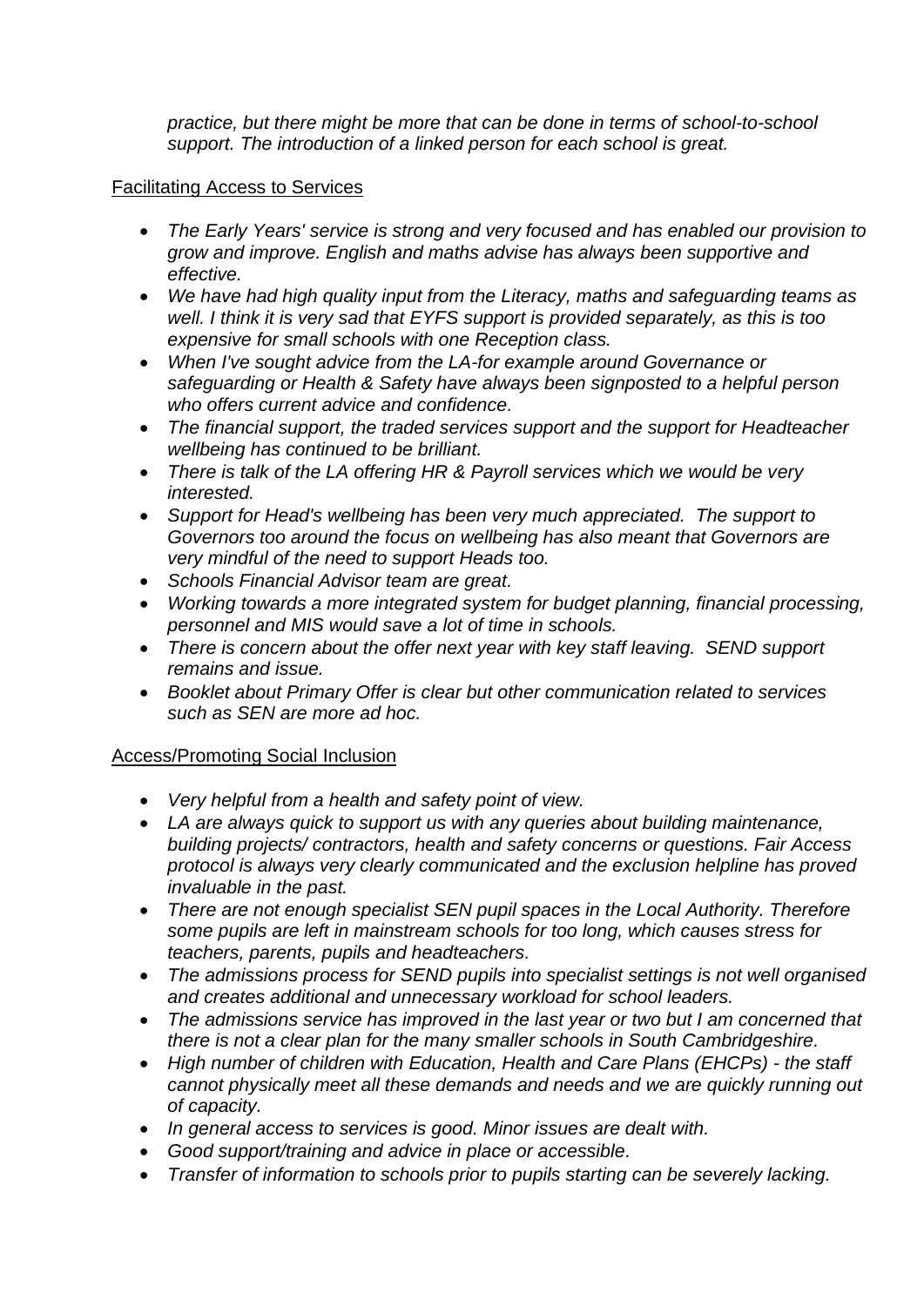*practice, but there might be more that can be done in terms of school-to-school support. The introduction of a linked person for each school is great.*

<u>Facilitating Access to Services</u>

- *The Early Years' service is strong and very focused and has enabled our provision to grow and improve. English and maths advise has always been supportive and effective.*
- *We have had high quality input from the Literacy, maths and safeguarding teams as well. I think it is very sad that EYFS support is provided separately, as this is too expensive for small schools with one Reception class.*
- *When I've sought advice from the LA-for example around Governance or safeguarding or Health & Safety have always been signposted to a helpful person who offers current advice and confidence.*
- *The financial support, the traded services support and the support for Headteacher wellbeing has continued to be brilliant.*
- *There is talk of the LA offering HR & Payroll services which we would be very interested.*
- *Support for Head's wellbeing has been very much appreciated. The support to Governors too around the focus on wellbeing has also meant that Governors are very mindful of the need to support Heads too.*
- *Schools Financial Advisor team are great.*
- *Working towards a more integrated system for budget planning, financial processing, personnel and MIS would save a lot of time in schools.*
- *There is concern about the offer next year with key staff leaving. SEND support remains and issue.*
- *Booklet about Primary Offer is clear but other communication related to services such as SEN are more ad hoc.*

<u>Access/Promoting Social Inclusion</u>

- *Very helpful from a health and safety point of view.*
- *LA are always quick to support us with any queries about building maintenance, building projects/ contractors, health and safety concerns or questions. Fair Access protocol is always very clearly communicated and the exclusion helpline has proved invaluable in the past.*
- *There are not enough specialist SEN pupil spaces in the Local Authority. Therefore some pupils are left in mainstream schools for too long, which causes stress for teachers, parents, pupils and headteachers.*
- *The admissions process for SEND pupils into specialist settings is not well organised and creates additional and unnecessary workload for school leaders.*
- *The admissions service has improved in the last year or two but I am concerned that there is not a clear plan for the many smaller schools in South Cambridgeshire.*
- *High number of children with Education, Health and Care Plans (EHCPs) - the staff cannot physically meet all these demands and needs and we are quickly running out of capacity.*
- *In general access to services is good. Minor issues are dealt with.*
- *Good support/training and advice in place or accessible.*
- *Transfer of information to schools prior to pupils starting can be severely lacking.*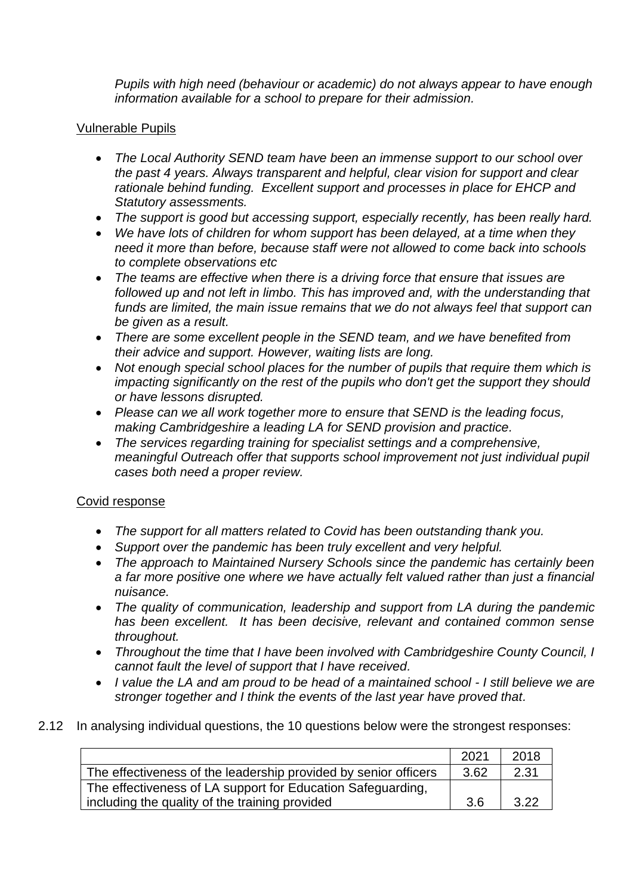*Pupils with high need (behaviour or academic) do not always appear to have enough information available for a school to prepare for their admission.*

Vulnerable Pupils

- *The Local Authority SEND team have been an immense support to our school over the past 4 years. Always transparent and helpful, clear vision for support and clear rationale behind funding. Excellent support and processes in place for EHCP and Statutory assessments.*
- *The support is good but accessing support, especially recently, has been really hard.*
- *We have lots of children for whom support has been delayed, at a time when they need it more than before, because staff were not allowed to come back into schools to complete observations etc*
- *The teams are effective when there is a driving force that ensure that issues are followed up and not left in limbo. This has improved and, with the understanding that funds are limited, the main issue remains that we do not always feel that support can be given as a result.*
- *There are some excellent people in the SEND team, and we have benefited from their advice and support. However, waiting lists are long.*
- *Not enough special school places for the number of pupils that require them which is impacting significantly on the rest of the pupils who don't get the support they should or have lessons disrupted.*
- *Please can we all work together more to ensure that SEND is the leading focus, making Cambridgeshire a leading LA for SEND provision and practice.*
- *The services regarding training for specialist settings and a comprehensive, meaningful Outreach offer that supports school improvement not just individual pupil cases both need a proper review.*

Covid response

- *The support for all matters related to Covid has been outstanding thank you.*
- *Support over the pandemic has been truly excellent and very helpful.*
- *The approach to Maintained Nursery Schools since the pandemic has certainly been a far more positive one where we have actually felt valued rather than just a financial nuisance.*
- *The quality of communication, leadership and support from LA during the pandemic has been excellent. It has been decisive, relevant and contained common sense throughout.*
- *Throughout the time that I have been involved with Cambridgeshire County Council, I cannot fault the level of support that I have received.*
- *I value the LA and am proud to be head of a maintained school - I still believe we are stronger together and I think the events of the last year have proved that.*

2.12 In analysing individual questions, the 10 questions below were the strongest responses:

| | 2021 | 2018 |
|---|---|---|
| The effectiveness of the leadership provided by senior officers | 3.62 | 2.31 |
| The effectiveness of LA support for Education Safeguarding, including the quality of the training provided | 3.6 | 3.22 |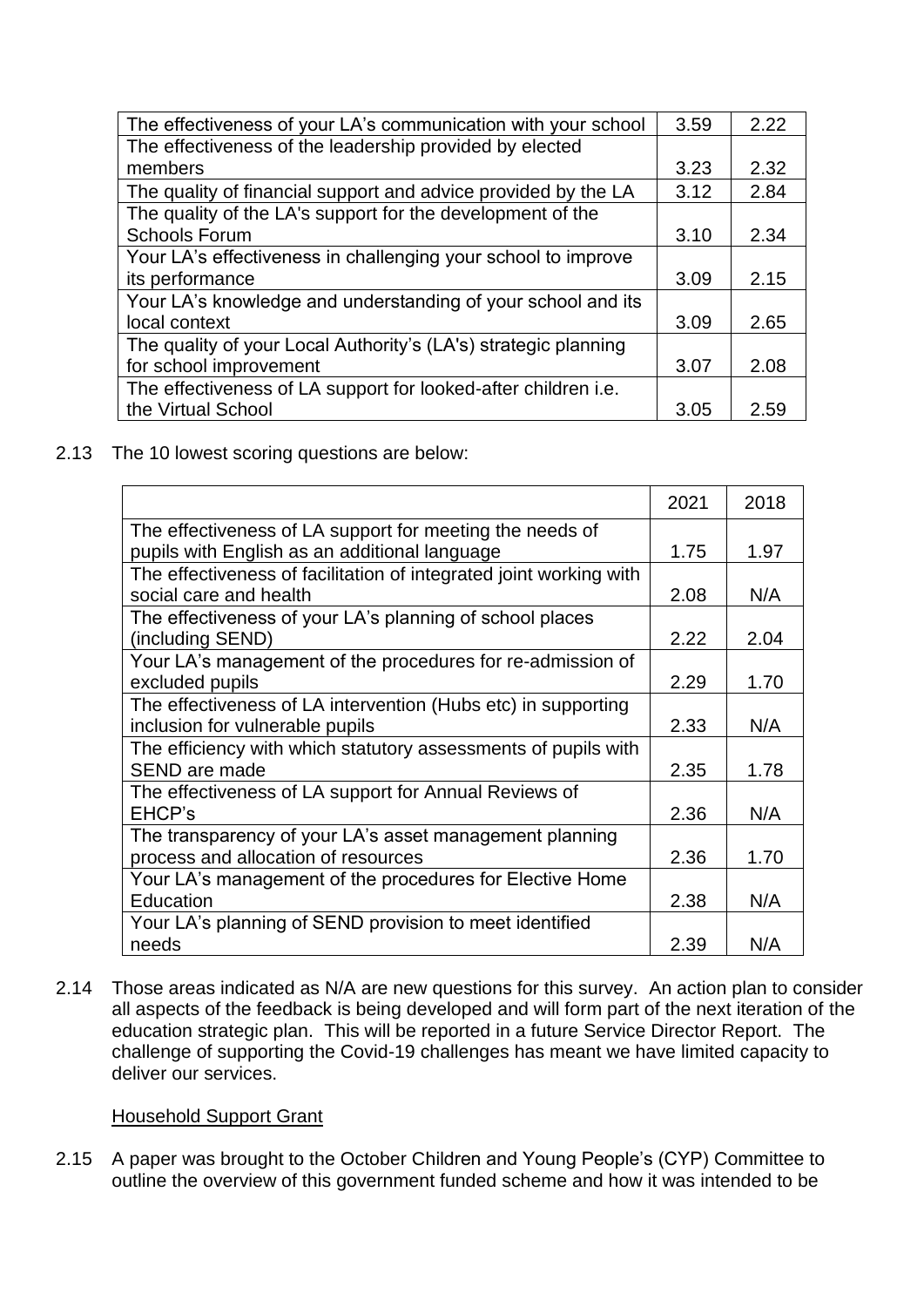| | | |
|---|---|---|
| The effectiveness of your LA's communication with your school | 3.59 | 2.22 |
| The effectiveness of the leadership provided by elected members | 3.23 | 2.32 |
| The quality of financial support and advice provided by the LA | 3.12 | 2.84 |
| The quality of the LA's support for the development of the Schools Forum | 3.10 | 2.34 |
| Your LA's effectiveness in challenging your school to improve its performance | 3.09 | 2.15 |
| Your LA's knowledge and understanding of your school and its local context | 3.09 | 2.65 |
| The quality of your Local Authority's (LA's) strategic planning for school improvement | 3.07 | 2.08 |
| The effectiveness of LA support for looked-after children i.e. the Virtual School | 3.05 | 2.59 |

2.13 The 10 lowest scoring questions are below:

| | 2021 | 2018 |
|---|---|---|
| The effectiveness of LA support for meeting the needs of pupils with English as an additional language | 1.75 | 1.97 |
| The effectiveness of facilitation of integrated joint working with social care and health | 2.08 | N/A |
| The effectiveness of your LA's planning of school places (including SEND) | 2.22 | 2.04 |
| Your LA's management of the procedures for re-admission of excluded pupils | 2.29 | 1.70 |
| The effectiveness of LA intervention (Hubs etc) in supporting inclusion for vulnerable pupils | 2.33 | N/A |
| The efficiency with which statutory assessments of pupils with SEND are made | 2.35 | 1.78 |
| The effectiveness of LA support for Annual Reviews of EHCP's | 2.36 | N/A |
| The transparency of your LA's asset management planning process and allocation of resources | 2.36 | 1.70 |
| Your LA's management of the procedures for Elective Home Education | 2.38 | N/A |
| Your LA's planning of SEND provision to meet identified needs | 2.39 | N/A |

2.14 Those areas indicated as N/A are new questions for this survey. An action plan to consider all aspects of the feedback is being developed and will form part of the next iteration of the education strategic plan. This will be reported in a future Service Director Report. The challenge of supporting the Covid-19 challenges has meant we have limited capacity to deliver our services.

Household Support Grant

2.15 A paper was brought to the October Children and Young People's (CYP) Committee to outline the overview of this government funded scheme and how it was intended to be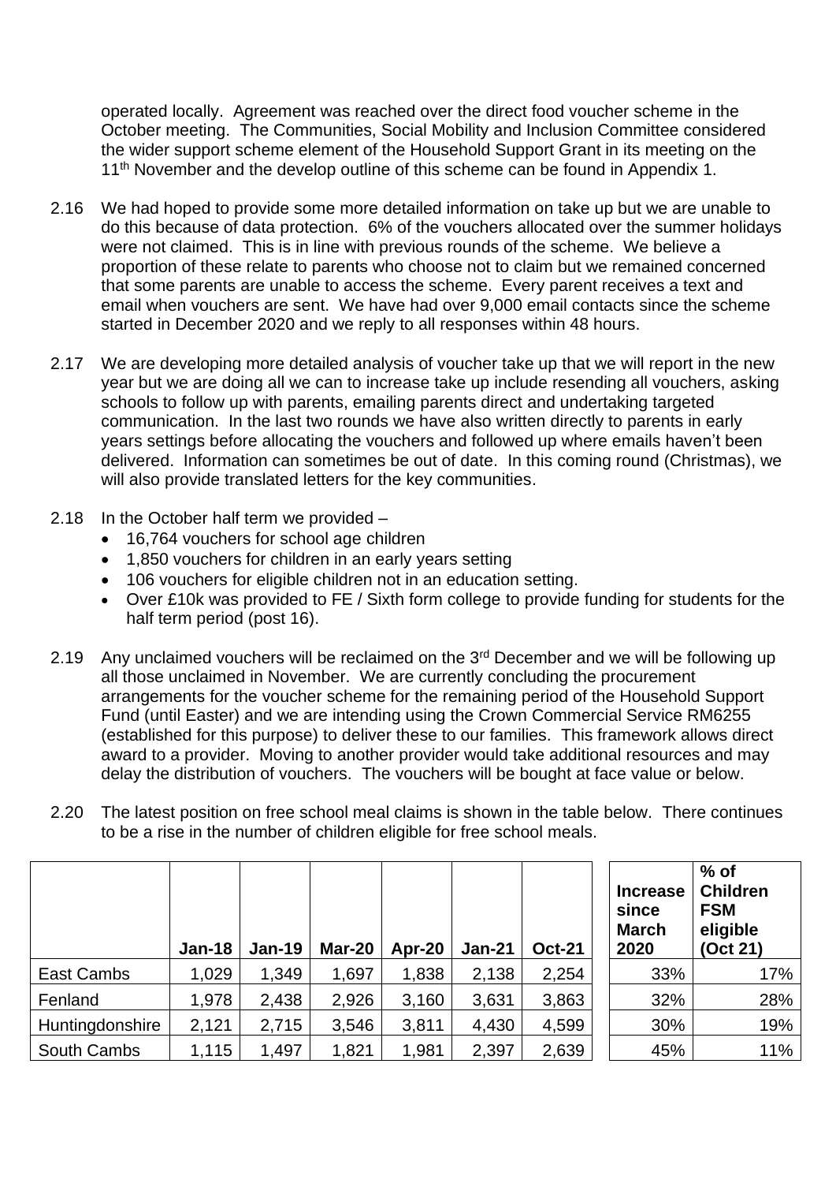operated locally. Agreement was reached over the direct food voucher scheme in the October meeting. The Communities, Social Mobility and Inclusion Committee considered the wider support scheme element of the Household Support Grant in its meeting on the 11th November and the develop outline of this scheme can be found in Appendix 1.

2.16 We had hoped to provide some more detailed information on take up but we are unable to do this because of data protection. 6% of the vouchers allocated over the summer holidays were not claimed. This is in line with previous rounds of the scheme. We believe a proportion of these relate to parents who choose not to claim but we remained concerned that some parents are unable to access the scheme. Every parent receives a text and email when vouchers are sent. We have had over 9,000 email contacts since the scheme started in December 2020 and we reply to all responses within 48 hours.

2.17 We are developing more detailed analysis of voucher take up that we will report in the new year but we are doing all we can to increase take up include resending all vouchers, asking schools to follow up with parents, emailing parents direct and undertaking targeted communication. In the last two rounds we have also written directly to parents in early years settings before allocating the vouchers and followed up where emails haven't been delivered. Information can sometimes be out of date. In this coming round (Christmas), we will also provide translated letters for the key communities.

2.18 In the October half term we provided –

- 16,764 vouchers for school age children
- 1,850 vouchers for children in an early years setting
- 106 vouchers for eligible children not in an education setting.
- Over £10k was provided to FE / Sixth form college to provide funding for students for the half term period (post 16).

2.19 Any unclaimed vouchers will be reclaimed on the 3rd December and we will be following up all those unclaimed in November. We are currently concluding the procurement arrangements for the voucher scheme for the remaining period of the Household Support Fund (until Easter) and we are intending using the Crown Commercial Service RM6255 (established for this purpose) to deliver these to our families. This framework allows direct award to a provider. Moving to another provider would take additional resources and may delay the distribution of vouchers. The vouchers will be bought at face value or below.

2.20 The latest position on free school meal claims is shown in the table below. There continues to be a rise in the number of children eligible for free school meals.

| | Jan-18 | Jan-19 | Mar-20 | Apr-20 | Jan-21 | Oct-21 | Increase since March 2020 | % of Children FSM eligible (Oct 21) |
|---|---|---|---|---|---|---|---|---|
| East Cambs | 1,029 | 1,349 | 1,697 | 1,838 | 2,138 | 2,254 | 33% | 17% |
| Fenland | 1,978 | 2,438 | 2,926 | 3,160 | 3,631 | 3,863 | 32% | 28% |
| Huntingdonshire | 2,121 | 2,715 | 3,546 | 3,811 | 4,430 | 4,599 | 30% | 19% |
| South Cambs | 1,115 | 1,497 | 1,821 | 1,981 | 2,397 | 2,639 | 45% | 11% |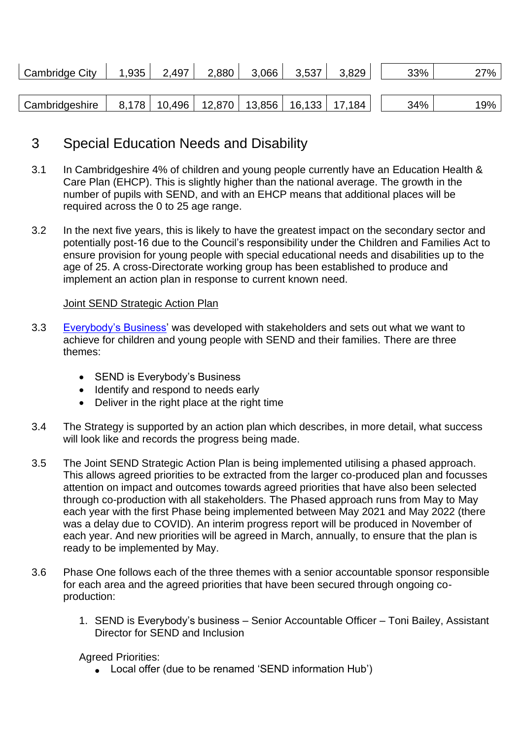| | | | | | | | | | |
|---|---|---|---|---|---|---|---|---|---|
| Cambridge City | 1,935 | 2,497 | 2,880 | 3,066 | 3,537 | 3,829 | | 33% | 27% |
| Cambridgeshire | 8,178 | 10,496 | 12,870 | 13,856 | 16,133 | 17,184 | | 34% | 19% |

## 3 Special Education Needs and Disability

3.1 In Cambridgeshire 4% of children and young people currently have an Education Health & Care Plan (EHCP). This is slightly higher than the national average. The growth in the number of pupils with SEND, and with an EHCP means that additional places will be required across the 0 to 25 age range.

3.2 In the next five years, this is likely to have the greatest impact on the secondary sector and potentially post-16 due to the Council's responsibility under the Children and Families Act to ensure provision for young people with special educational needs and disabilities up to the age of 25. A cross-Directorate working group has been established to produce and implement an action plan in response to current known need.

Joint SEND Strategic Action Plan

3.3 Everybody's Business' was developed with stakeholders and sets out what we want to achieve for children and young people with SEND and their families. There are three themes:

- SEND is Everybody's Business
- Identify and respond to needs early
- Deliver in the right place at the right time

3.4 The Strategy is supported by an action plan which describes, in more detail, what success will look like and records the progress being made.

3.5 The Joint SEND Strategic Action Plan is being implemented utilising a phased approach. This allows agreed priorities to be extracted from the larger co-produced plan and focusses attention on impact and outcomes towards agreed priorities that have also been selected through co-production with all stakeholders. The Phased approach runs from May to May each year with the first Phase being implemented between May 2021 and May 2022 (there was a delay due to COVID). An interim progress report will be produced in November of each year. And new priorities will be agreed in March, annually, to ensure that the plan is ready to be implemented by May.

3.6 Phase One follows each of the three themes with a senior accountable sponsor responsible for each area and the agreed priorities that have been secured through ongoing co-production:

1. SEND is Everybody's business – Senior Accountable Officer – Toni Bailey, Assistant Director for SEND and Inclusion

   Agreed Priorities:
   - Local offer (due to be renamed 'SEND information Hub')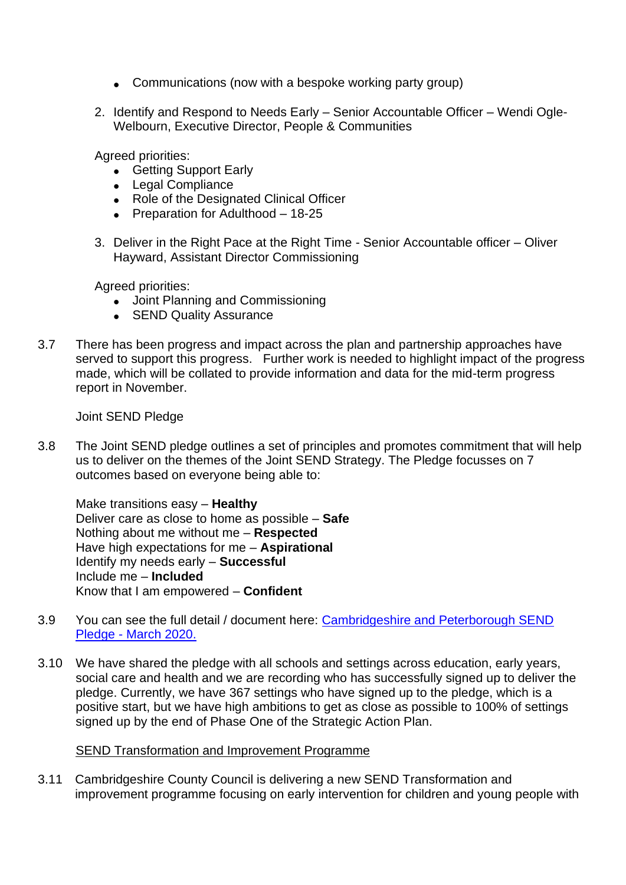- Communications (now with a bespoke working party group)

2. Identify and Respond to Needs Early – Senior Accountable Officer – Wendi Ogle-Welbourn, Executive Director, People & Communities

   Agreed priorities:
   - Getting Support Early
   - Legal Compliance
   - Role of the Designated Clinical Officer
   - Preparation for Adulthood – 18-25

3. Deliver in the Right Pace at the Right Time - Senior Accountable officer – Oliver Hayward, Assistant Director Commissioning

   Agreed priorities:
   - Joint Planning and Commissioning
   - SEND Quality Assurance

3.7 There has been progress and impact across the plan and partnership approaches have served to support this progress. Further work is needed to highlight impact of the progress made, which will be collated to provide information and data for the mid-term progress report in November.

Joint SEND Pledge

3.8 The Joint SEND pledge outlines a set of principles and promotes commitment that will help us to deliver on the themes of the Joint SEND Strategy. The Pledge focusses on 7 outcomes based on everyone being able to:

Make transitions easy – **Healthy**
Deliver care as close to home as possible – **Safe**
Nothing about me without me – **Respected**
Have high expectations for me – **Aspirational**
Identify my needs early – **Successful**
Include me – **Included**
Know that I am empowered – **Confident**

3.9 You can see the full detail / document here: [Cambridgeshire and Peterborough SEND Pledge - March 2020.]()

3.10 We have shared the pledge with all schools and settings across education, early years, social care and health and we are recording who has successfully signed up to deliver the pledge. Currently, we have 367 settings who have signed up to the pledge, which is a positive start, but we have high ambitions to get as close as possible to 100% of settings signed up by the end of Phase One of the Strategic Action Plan.

SEND Transformation and Improvement Programme

3.11 Cambridgeshire County Council is delivering a new SEND Transformation and improvement programme focusing on early intervention for children and young people with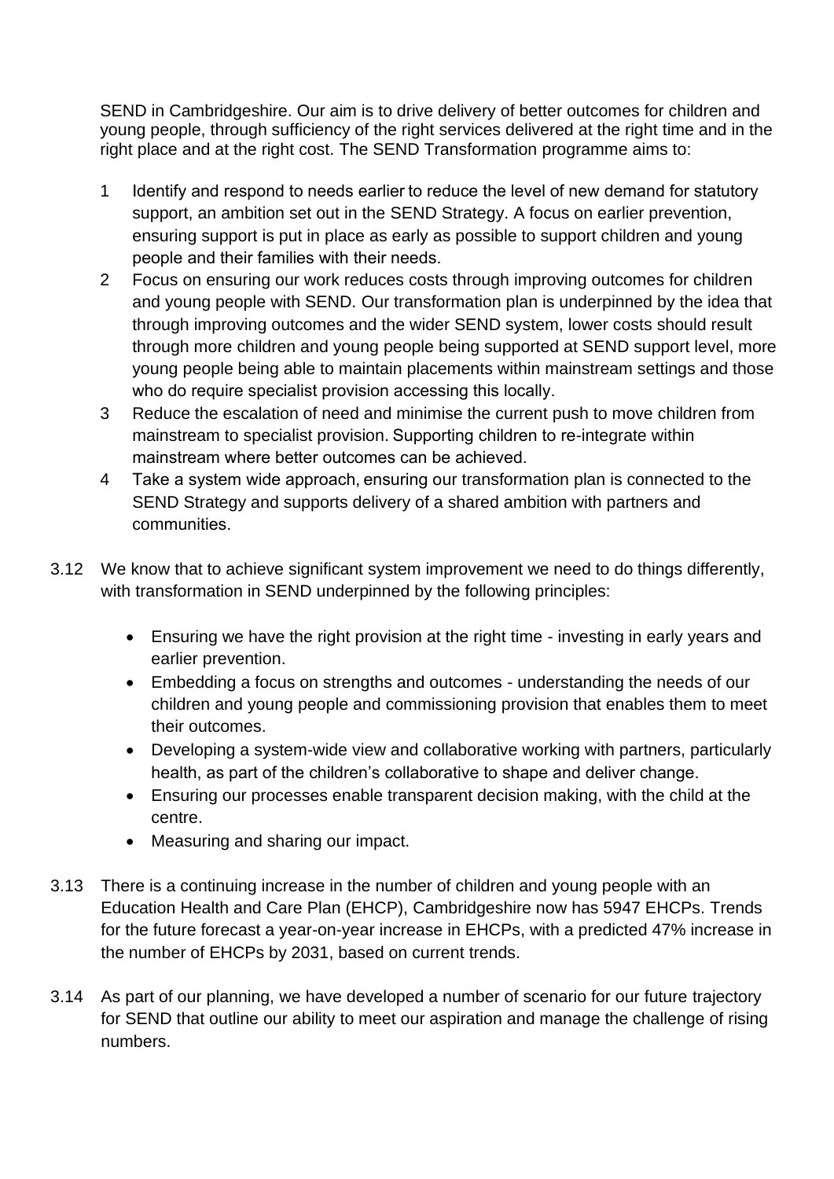SEND in Cambridgeshire. Our aim is to drive delivery of better outcomes for children and young people, through sufficiency of the right services delivered at the right time and in the right place and at the right cost. The SEND Transformation programme aims to:

1. Identify and respond to needs earlier to reduce the level of new demand for statutory support, an ambition set out in the SEND Strategy. A focus on earlier prevention, ensuring support is put in place as early as possible to support children and young people and their families with their needs.
2. Focus on ensuring our work reduces costs through improving outcomes for children and young people with SEND. Our transformation plan is underpinned by the idea that through improving outcomes and the wider SEND system, lower costs should result through more children and young people being supported at SEND support level, more young people being able to maintain placements within mainstream settings and those who do require specialist provision accessing this locally.
3. Reduce the escalation of need and minimise the current push to move children from mainstream to specialist provision. Supporting children to re-integrate within mainstream where better outcomes can be achieved.
4. Take a system wide approach, ensuring our transformation plan is connected to the SEND Strategy and supports delivery of a shared ambition with partners and communities.

3.12 We know that to achieve significant system improvement we need to do things differently, with transformation in SEND underpinned by the following principles:

- Ensuring we have the right provision at the right time - investing in early years and earlier prevention.
- Embedding a focus on strengths and outcomes - understanding the needs of our children and young people and commissioning provision that enables them to meet their outcomes.
- Developing a system-wide view and collaborative working with partners, particularly health, as part of the children's collaborative to shape and deliver change.
- Ensuring our processes enable transparent decision making, with the child at the centre.
- Measuring and sharing our impact.

3.13 There is a continuing increase in the number of children and young people with an Education Health and Care Plan (EHCP), Cambridgeshire now has 5947 EHCPs. Trends for the future forecast a year-on-year increase in EHCPs, with a predicted 47% increase in the number of EHCPs by 2031, based on current trends.

3.14 As part of our planning, we have developed a number of scenario for our future trajectory for SEND that outline our ability to meet our aspiration and manage the challenge of rising numbers.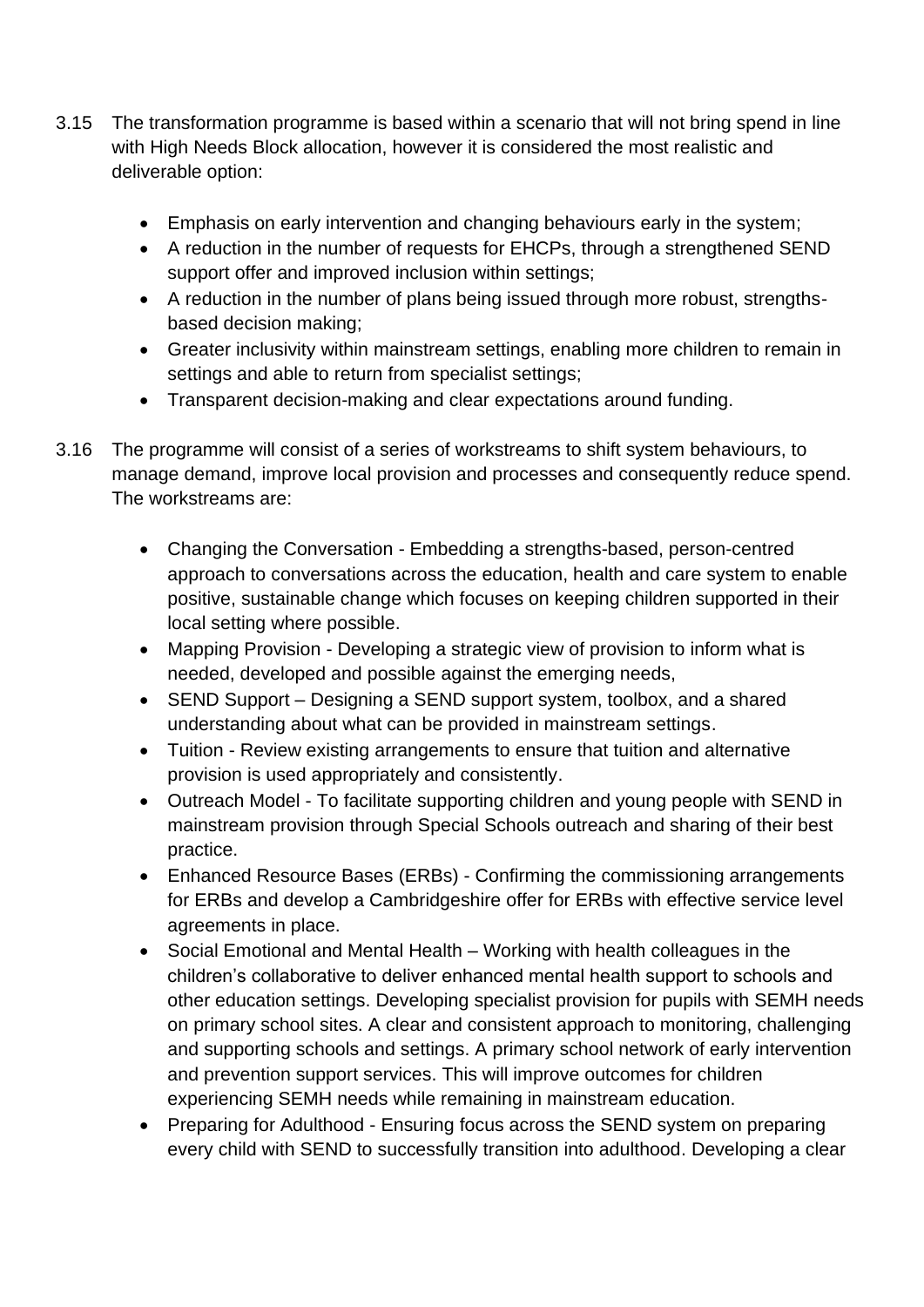3.15 The transformation programme is based within a scenario that will not bring spend in line with High Needs Block allocation, however it is considered the most realistic and deliverable option:

- Emphasis on early intervention and changing behaviours early in the system;
- A reduction in the number of requests for EHCPs, through a strengthened SEND support offer and improved inclusion within settings;
- A reduction in the number of plans being issued through more robust, strengths-based decision making;
- Greater inclusivity within mainstream settings, enabling more children to remain in settings and able to return from specialist settings;
- Transparent decision-making and clear expectations around funding.

3.16 The programme will consist of a series of workstreams to shift system behaviours, to manage demand, improve local provision and processes and consequently reduce spend. The workstreams are:

- Changing the Conversation - Embedding a strengths-based, person-centred approach to conversations across the education, health and care system to enable positive, sustainable change which focuses on keeping children supported in their local setting where possible.
- Mapping Provision - Developing a strategic view of provision to inform what is needed, developed and possible against the emerging needs,
- SEND Support – Designing a SEND support system, toolbox, and a shared understanding about what can be provided in mainstream settings.
- Tuition - Review existing arrangements to ensure that tuition and alternative provision is used appropriately and consistently.
- Outreach Model - To facilitate supporting children and young people with SEND in mainstream provision through Special Schools outreach and sharing of their best practice.
- Enhanced Resource Bases (ERBs) - Confirming the commissioning arrangements for ERBs and develop a Cambridgeshire offer for ERBs with effective service level agreements in place.
- Social Emotional and Mental Health – Working with health colleagues in the children's collaborative to deliver enhanced mental health support to schools and other education settings. Developing specialist provision for pupils with SEMH needs on primary school sites. A clear and consistent approach to monitoring, challenging and supporting schools and settings. A primary school network of early intervention and prevention support services. This will improve outcomes for children experiencing SEMH needs while remaining in mainstream education.
- Preparing for Adulthood - Ensuring focus across the SEND system on preparing every child with SEND to successfully transition into adulthood. Developing a clear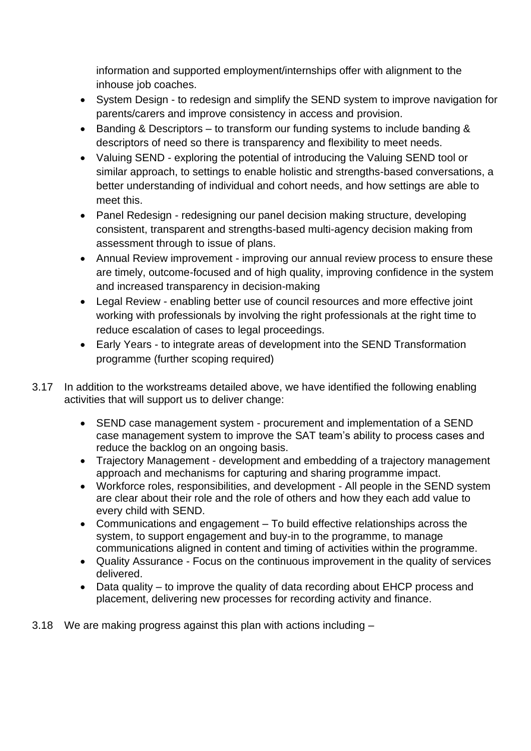information and supported employment/internships offer with alignment to the inhouse job coaches.

- System Design - to redesign and simplify the SEND system to improve navigation for parents/carers and improve consistency in access and provision.
- Banding & Descriptors – to transform our funding systems to include banding & descriptors of need so there is transparency and flexibility to meet needs.
- Valuing SEND - exploring the potential of introducing the Valuing SEND tool or similar approach, to settings to enable holistic and strengths-based conversations, a better understanding of individual and cohort needs, and how settings are able to meet this.
- Panel Redesign - redesigning our panel decision making structure, developing consistent, transparent and strengths-based multi-agency decision making from assessment through to issue of plans.
- Annual Review improvement - improving our annual review process to ensure these are timely, outcome-focused and of high quality, improving confidence in the system and increased transparency in decision-making
- Legal Review - enabling better use of council resources and more effective joint working with professionals by involving the right professionals at the right time to reduce escalation of cases to legal proceedings.
- Early Years - to integrate areas of development into the SEND Transformation programme (further scoping required)

3.17 In addition to the workstreams detailed above, we have identified the following enabling activities that will support us to deliver change:

- SEND case management system - procurement and implementation of a SEND case management system to improve the SAT team's ability to process cases and reduce the backlog on an ongoing basis.
- Trajectory Management - development and embedding of a trajectory management approach and mechanisms for capturing and sharing programme impact.
- Workforce roles, responsibilities, and development - All people in the SEND system are clear about their role and the role of others and how they each add value to every child with SEND.
- Communications and engagement – To build effective relationships across the system, to support engagement and buy-in to the programme, to manage communications aligned in content and timing of activities within the programme.
- Quality Assurance - Focus on the continuous improvement in the quality of services delivered.
- Data quality – to improve the quality of data recording about EHCP process and placement, delivering new processes for recording activity and finance.

3.18 We are making progress against this plan with actions including –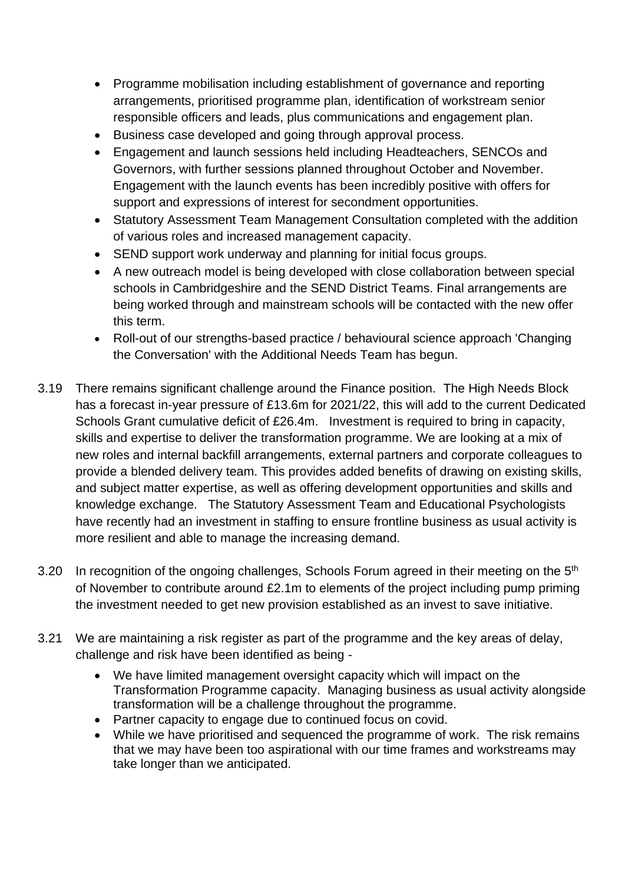- Programme mobilisation including establishment of governance and reporting arrangements, prioritised programme plan, identification of workstream senior responsible officers and leads, plus communications and engagement plan.
- Business case developed and going through approval process.
- Engagement and launch sessions held including Headteachers, SENCOs and Governors, with further sessions planned throughout October and November. Engagement with the launch events has been incredibly positive with offers for support and expressions of interest for secondment opportunities.
- Statutory Assessment Team Management Consultation completed with the addition of various roles and increased management capacity.
- SEND support work underway and planning for initial focus groups.
- A new outreach model is being developed with close collaboration between special schools in Cambridgeshire and the SEND District Teams. Final arrangements are being worked through and mainstream schools will be contacted with the new offer this term.
- Roll-out of our strengths-based practice / behavioural science approach 'Changing the Conversation' with the Additional Needs Team has begun.

3.19 There remains significant challenge around the Finance position. The High Needs Block has a forecast in-year pressure of £13.6m for 2021/22, this will add to the current Dedicated Schools Grant cumulative deficit of £26.4m. Investment is required to bring in capacity, skills and expertise to deliver the transformation programme. We are looking at a mix of new roles and internal backfill arrangements, external partners and corporate colleagues to provide a blended delivery team. This provides added benefits of drawing on existing skills, and subject matter expertise, as well as offering development opportunities and skills and knowledge exchange. The Statutory Assessment Team and Educational Psychologists have recently had an investment in staffing to ensure frontline business as usual activity is more resilient and able to manage the increasing demand.

3.20 In recognition of the ongoing challenges, Schools Forum agreed in their meeting on the 5th of November to contribute around £2.1m to elements of the project including pump priming the investment needed to get new provision established as an invest to save initiative.

3.21 We are maintaining a risk register as part of the programme and the key areas of delay, challenge and risk have been identified as being -

- We have limited management oversight capacity which will impact on the Transformation Programme capacity. Managing business as usual activity alongside transformation will be a challenge throughout the programme.
- Partner capacity to engage due to continued focus on covid.
- While we have prioritised and sequenced the programme of work. The risk remains that we may have been too aspirational with our time frames and workstreams may take longer than we anticipated.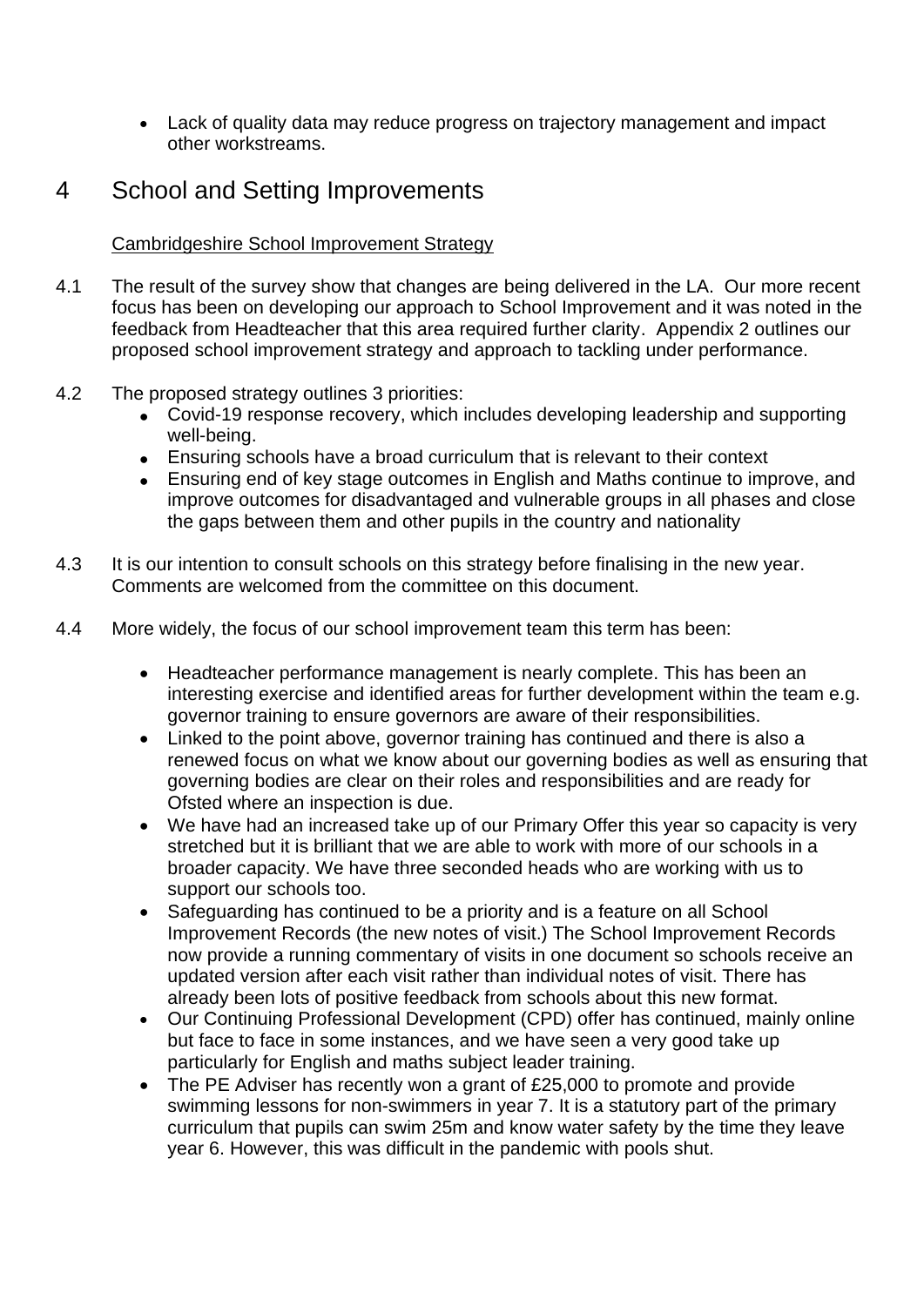- Lack of quality data may reduce progress on trajectory management and impact other workstreams.

# 4 School and Setting Improvements

Cambridgeshire School Improvement Strategy

4.1 The result of the survey show that changes are being delivered in the LA. Our more recent focus has been on developing our approach to School Improvement and it was noted in the feedback from Headteacher that this area required further clarity. Appendix 2 outlines our proposed school improvement strategy and approach to tackling under performance.

4.2 The proposed strategy outlines 3 priorities:

- Covid-19 response recovery, which includes developing leadership and supporting well-being.
- Ensuring schools have a broad curriculum that is relevant to their context
- Ensuring end of key stage outcomes in English and Maths continue to improve, and improve outcomes for disadvantaged and vulnerable groups in all phases and close the gaps between them and other pupils in the country and nationality

4.3 It is our intention to consult schools on this strategy before finalising in the new year. Comments are welcomed from the committee on this document.

4.4 More widely, the focus of our school improvement team this term has been:

- Headteacher performance management is nearly complete. This has been an interesting exercise and identified areas for further development within the team e.g. governor training to ensure governors are aware of their responsibilities.
- Linked to the point above, governor training has continued and there is also a renewed focus on what we know about our governing bodies as well as ensuring that governing bodies are clear on their roles and responsibilities and are ready for Ofsted where an inspection is due.
- We have had an increased take up of our Primary Offer this year so capacity is very stretched but it is brilliant that we are able to work with more of our schools in a broader capacity. We have three seconded heads who are working with us to support our schools too.
- Safeguarding has continued to be a priority and is a feature on all School Improvement Records (the new notes of visit.) The School Improvement Records now provide a running commentary of visits in one document so schools receive an updated version after each visit rather than individual notes of visit. There has already been lots of positive feedback from schools about this new format.
- Our Continuing Professional Development (CPD) offer has continued, mainly online but face to face in some instances, and we have seen a very good take up particularly for English and maths subject leader training.
- The PE Adviser has recently won a grant of £25,000 to promote and provide swimming lessons for non-swimmers in year 7. It is a statutory part of the primary curriculum that pupils can swim 25m and know water safety by the time they leave year 6. However, this was difficult in the pandemic with pools shut.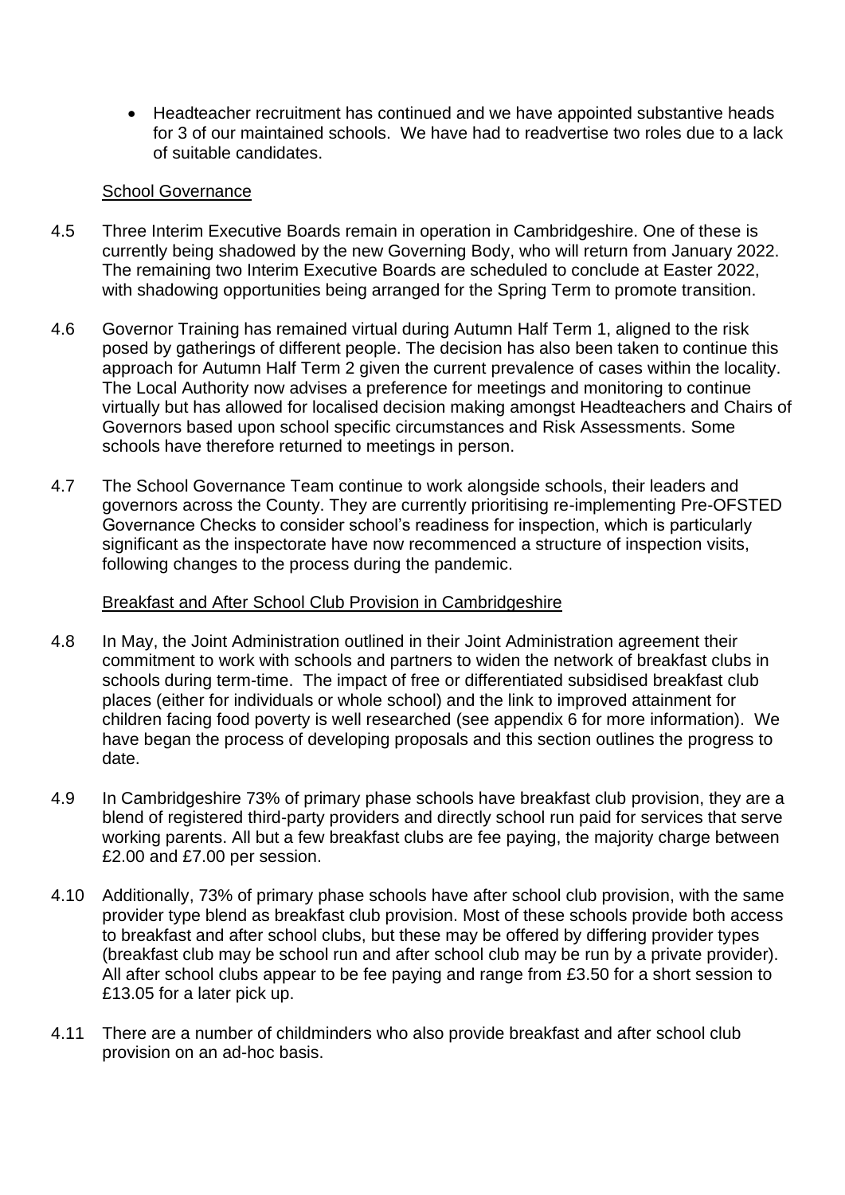- Headteacher recruitment has continued and we have appointed substantive heads for 3 of our maintained schools. We have had to readvertise two roles due to a lack of suitable candidates.

School Governance

4.5 Three Interim Executive Boards remain in operation in Cambridgeshire. One of these is currently being shadowed by the new Governing Body, who will return from January 2022. The remaining two Interim Executive Boards are scheduled to conclude at Easter 2022, with shadowing opportunities being arranged for the Spring Term to promote transition.

4.6 Governor Training has remained virtual during Autumn Half Term 1, aligned to the risk posed by gatherings of different people. The decision has also been taken to continue this approach for Autumn Half Term 2 given the current prevalence of cases within the locality. The Local Authority now advises a preference for meetings and monitoring to continue virtually but has allowed for localised decision making amongst Headteachers and Chairs of Governors based upon school specific circumstances and Risk Assessments. Some schools have therefore returned to meetings in person.

4.7 The School Governance Team continue to work alongside schools, their leaders and governors across the County. They are currently prioritising re-implementing Pre-OFSTED Governance Checks to consider school's readiness for inspection, which is particularly significant as the inspectorate have now recommenced a structure of inspection visits, following changes to the process during the pandemic.

Breakfast and After School Club Provision in Cambridgeshire

4.8 In May, the Joint Administration outlined in their Joint Administration agreement their commitment to work with schools and partners to widen the network of breakfast clubs in schools during term-time. The impact of free or differentiated subsidised breakfast club places (either for individuals or whole school) and the link to improved attainment for children facing food poverty is well researched (see appendix 6 for more information). We have began the process of developing proposals and this section outlines the progress to date.

4.9 In Cambridgeshire 73% of primary phase schools have breakfast club provision, they are a blend of registered third-party providers and directly school run paid for services that serve working parents. All but a few breakfast clubs are fee paying, the majority charge between £2.00 and £7.00 per session.

4.10 Additionally, 73% of primary phase schools have after school club provision, with the same provider type blend as breakfast club provision. Most of these schools provide both access to breakfast and after school clubs, but these may be offered by differing provider types (breakfast club may be school run and after school club may be run by a private provider). All after school clubs appear to be fee paying and range from £3.50 for a short session to £13.05 for a later pick up.

4.11 There are a number of childminders who also provide breakfast and after school club provision on an ad-hoc basis.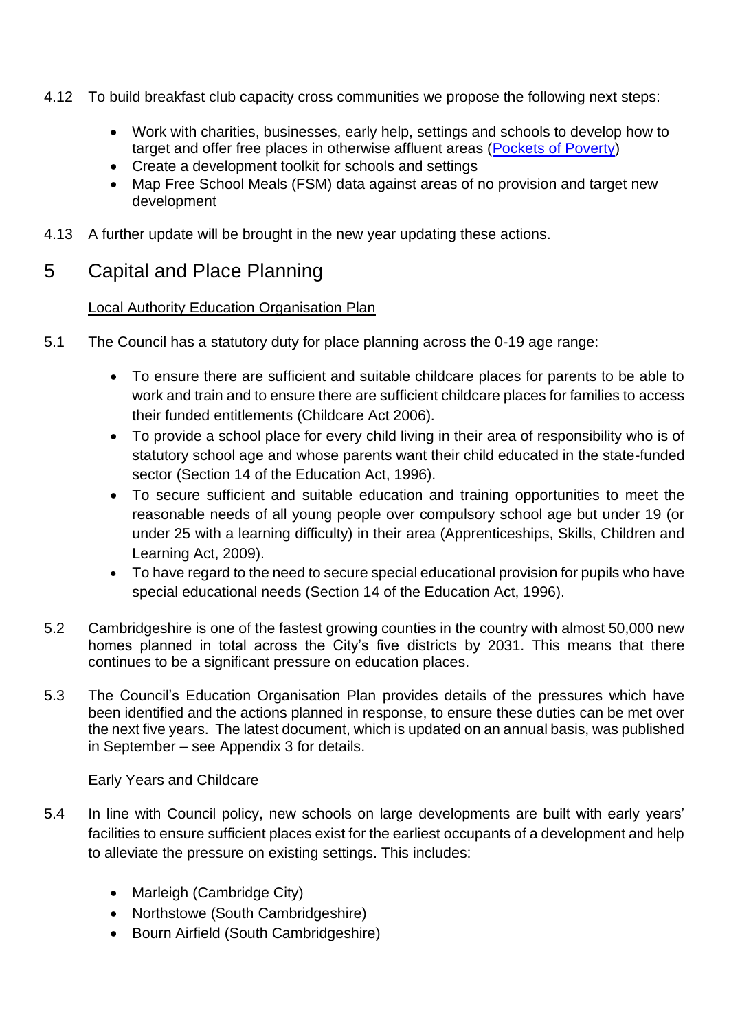4.12 To build breakfast club capacity cross communities we propose the following next steps:

- Work with charities, businesses, early help, settings and schools to develop how to target and offer free places in otherwise affluent areas ([Pockets of Poverty](Pockets of Poverty))
- Create a development toolkit for schools and settings
- Map Free School Meals (FSM) data against areas of no provision and target new development

4.13 A further update will be brought in the new year updating these actions.

# 5 Capital and Place Planning

Local Authority Education Organisation Plan

5.1 The Council has a statutory duty for place planning across the 0-19 age range:

- To ensure there are sufficient and suitable childcare places for parents to be able to work and train and to ensure there are sufficient childcare places for families to access their funded entitlements (Childcare Act 2006).
- To provide a school place for every child living in their area of responsibility who is of statutory school age and whose parents want their child educated in the state-funded sector (Section 14 of the Education Act, 1996).
- To secure sufficient and suitable education and training opportunities to meet the reasonable needs of all young people over compulsory school age but under 19 (or under 25 with a learning difficulty) in their area (Apprenticeships, Skills, Children and Learning Act, 2009).
- To have regard to the need to secure special educational provision for pupils who have special educational needs (Section 14 of the Education Act, 1996).

5.2 Cambridgeshire is one of the fastest growing counties in the country with almost 50,000 new homes planned in total across the City's five districts by 2031. This means that there continues to be a significant pressure on education places.

5.3 The Council's Education Organisation Plan provides details of the pressures which have been identified and the actions planned in response, to ensure these duties can be met over the next five years. The latest document, which is updated on an annual basis, was published in September – see Appendix 3 for details.

Early Years and Childcare

5.4 In line with Council policy, new schools on large developments are built with early years' facilities to ensure sufficient places exist for the earliest occupants of a development and help to alleviate the pressure on existing settings. This includes:

- Marleigh (Cambridge City)
- Northstowe (South Cambridgeshire)
- Bourn Airfield (South Cambridgeshire)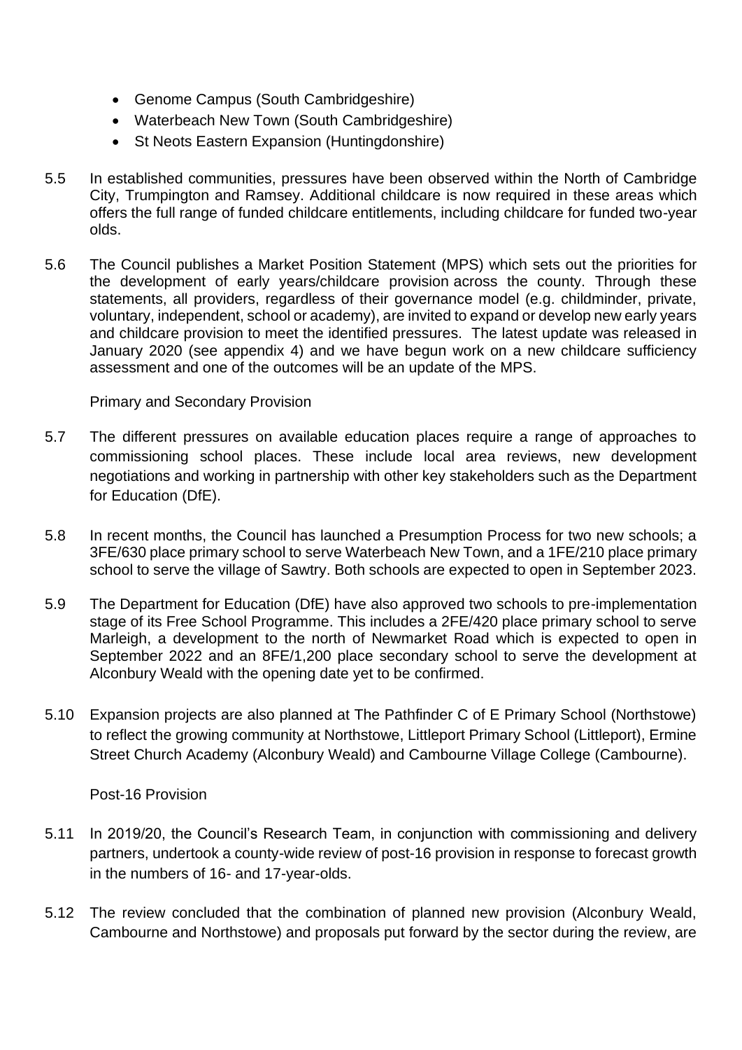- Genome Campus (South Cambridgeshire)
- Waterbeach New Town (South Cambridgeshire)
- St Neots Eastern Expansion (Huntingdonshire)

5.5 In established communities, pressures have been observed within the North of Cambridge City, Trumpington and Ramsey. Additional childcare is now required in these areas which offers the full range of funded childcare entitlements, including childcare for funded two-year olds.

5.6 The Council publishes a Market Position Statement (MPS) which sets out the priorities for the development of early years/childcare provision across the county. Through these statements, all providers, regardless of their governance model (e.g. childminder, private, voluntary, independent, school or academy), are invited to expand or develop new early years and childcare provision to meet the identified pressures. The latest update was released in January 2020 (see appendix 4) and we have begun work on a new childcare sufficiency assessment and one of the outcomes will be an update of the MPS.

Primary and Secondary Provision

5.7 The different pressures on available education places require a range of approaches to commissioning school places. These include local area reviews, new development negotiations and working in partnership with other key stakeholders such as the Department for Education (DfE).

5.8 In recent months, the Council has launched a Presumption Process for two new schools; a 3FE/630 place primary school to serve Waterbeach New Town, and a 1FE/210 place primary school to serve the village of Sawtry. Both schools are expected to open in September 2023.

5.9 The Department for Education (DfE) have also approved two schools to pre-implementation stage of its Free School Programme. This includes a 2FE/420 place primary school to serve Marleigh, a development to the north of Newmarket Road which is expected to open in September 2022 and an 8FE/1,200 place secondary school to serve the development at Alconbury Weald with the opening date yet to be confirmed.

5.10 Expansion projects are also planned at The Pathfinder C of E Primary School (Northstowe) to reflect the growing community at Northstowe, Littleport Primary School (Littleport), Ermine Street Church Academy (Alconbury Weald) and Cambourne Village College (Cambourne).

Post-16 Provision

5.11 In 2019/20, the Council's Research Team, in conjunction with commissioning and delivery partners, undertook a county-wide review of post-16 provision in response to forecast growth in the numbers of 16- and 17-year-olds.

5.12 The review concluded that the combination of planned new provision (Alconbury Weald, Cambourne and Northstowe) and proposals put forward by the sector during the review, are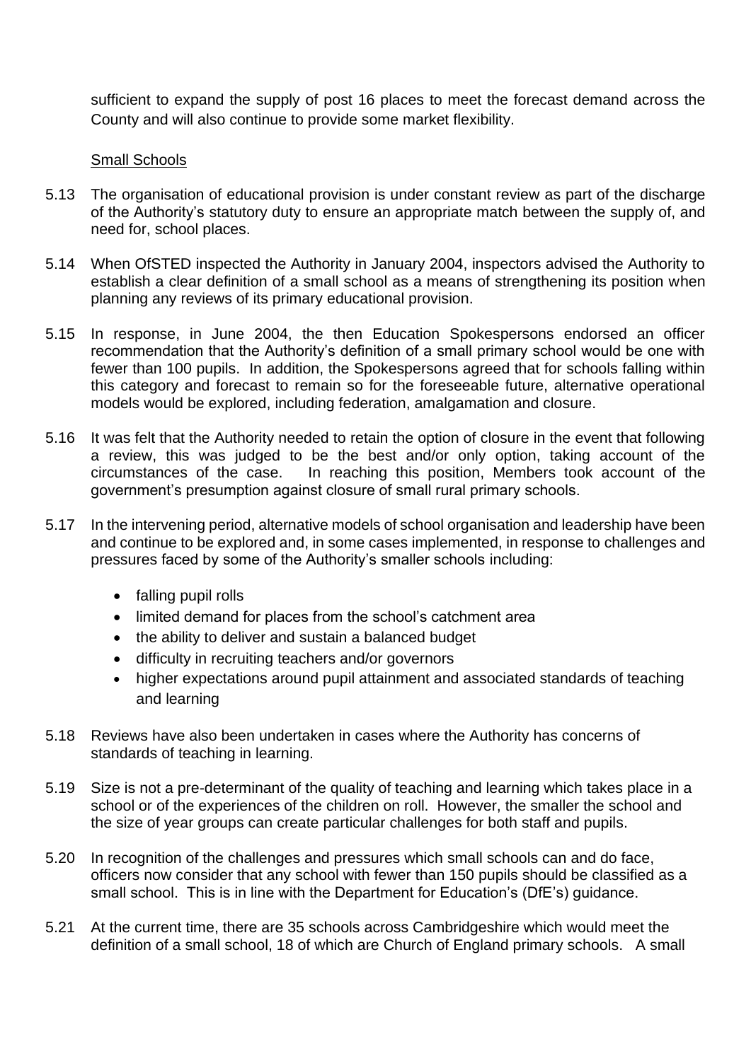sufficient to expand the supply of post 16 places to meet the forecast demand across the County and will also continue to provide some market flexibility.

Small Schools

5.13 The organisation of educational provision is under constant review as part of the discharge of the Authority's statutory duty to ensure an appropriate match between the supply of, and need for, school places.

5.14 When OfSTED inspected the Authority in January 2004, inspectors advised the Authority to establish a clear definition of a small school as a means of strengthening its position when planning any reviews of its primary educational provision.

5.15 In response, in June 2004, the then Education Spokespersons endorsed an officer recommendation that the Authority's definition of a small primary school would be one with fewer than 100 pupils. In addition, the Spokespersons agreed that for schools falling within this category and forecast to remain so for the foreseeable future, alternative operational models would be explored, including federation, amalgamation and closure.

5.16 It was felt that the Authority needed to retain the option of closure in the event that following a review, this was judged to be the best and/or only option, taking account of the circumstances of the case. In reaching this position, Members took account of the government's presumption against closure of small rural primary schools.

5.17 In the intervening period, alternative models of school organisation and leadership have been and continue to be explored and, in some cases implemented, in response to challenges and pressures faced by some of the Authority's smaller schools including:

- falling pupil rolls
- limited demand for places from the school's catchment area
- the ability to deliver and sustain a balanced budget
- difficulty in recruiting teachers and/or governors
- higher expectations around pupil attainment and associated standards of teaching and learning

5.18 Reviews have also been undertaken in cases where the Authority has concerns of standards of teaching in learning.

5.19 Size is not a pre-determinant of the quality of teaching and learning which takes place in a school or of the experiences of the children on roll. However, the smaller the school and the size of year groups can create particular challenges for both staff and pupils.

5.20 In recognition of the challenges and pressures which small schools can and do face, officers now consider that any school with fewer than 150 pupils should be classified as a small school. This is in line with the Department for Education's (DfE's) guidance.

5.21 At the current time, there are 35 schools across Cambridgeshire which would meet the definition of a small school, 18 of which are Church of England primary schools. A small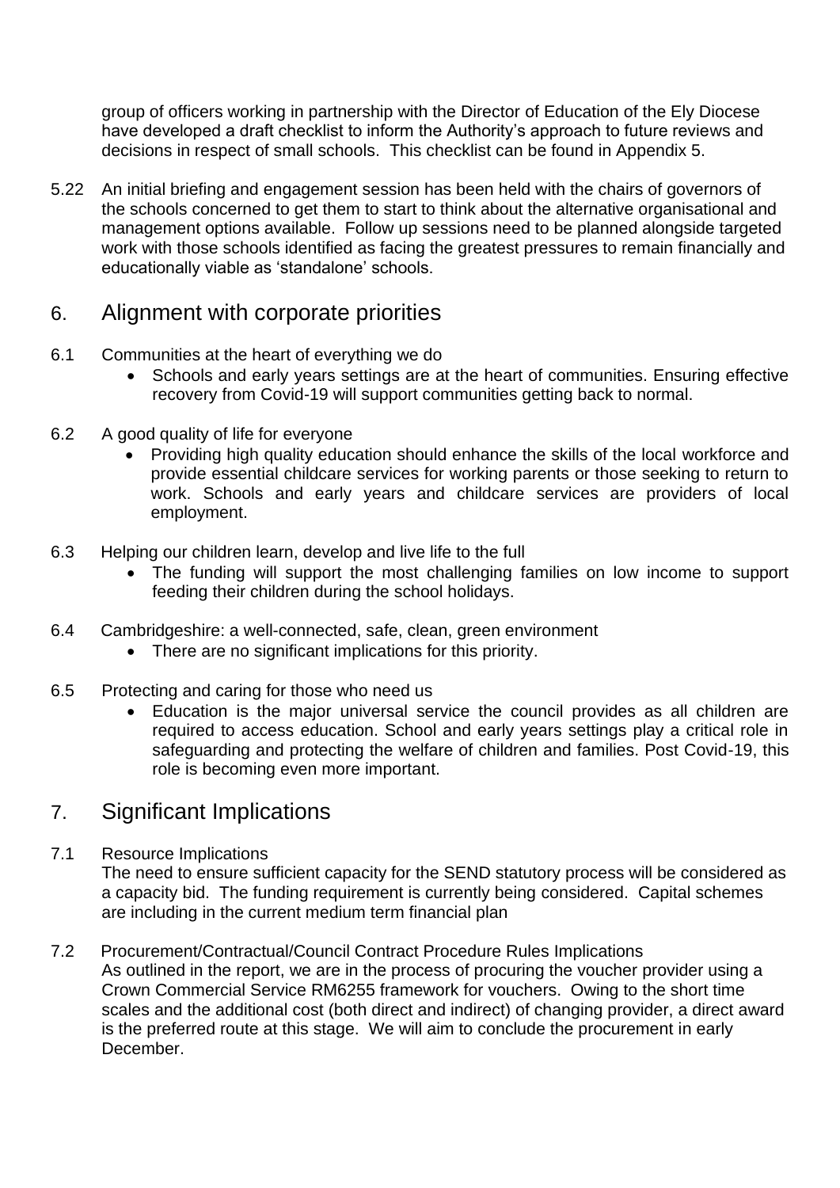group of officers working in partnership with the Director of Education of the Ely Diocese have developed a draft checklist to inform the Authority's approach to future reviews and decisions in respect of small schools. This checklist can be found in Appendix 5.

5.22 An initial briefing and engagement session has been held with the chairs of governors of the schools concerned to get them to start to think about the alternative organisational and management options available. Follow up sessions need to be planned alongside targeted work with those schools identified as facing the greatest pressures to remain financially and educationally viable as 'standalone' schools.

## 6. Alignment with corporate priorities

6.1 Communities at the heart of everything we do

- Schools and early years settings are at the heart of communities. Ensuring effective recovery from Covid-19 will support communities getting back to normal.

6.2 A good quality of life for everyone

- Providing high quality education should enhance the skills of the local workforce and provide essential childcare services for working parents or those seeking to return to work. Schools and early years and childcare services are providers of local employment.

6.3 Helping our children learn, develop and live life to the full

- The funding will support the most challenging families on low income to support feeding their children during the school holidays.

6.4 Cambridgeshire: a well-connected, safe, clean, green environment

- There are no significant implications for this priority.

6.5 Protecting and caring for those who need us

- Education is the major universal service the council provides as all children are required to access education. School and early years settings play a critical role in safeguarding and protecting the welfare of children and families. Post Covid-19, this role is becoming even more important.

## 7. Significant Implications

7.1 Resource Implications

The need to ensure sufficient capacity for the SEND statutory process will be considered as a capacity bid. The funding requirement is currently being considered. Capital schemes are including in the current medium term financial plan

7.2 Procurement/Contractual/Council Contract Procedure Rules Implications

As outlined in the report, we are in the process of procuring the voucher provider using a Crown Commercial Service RM6255 framework for vouchers. Owing to the short time scales and the additional cost (both direct and indirect) of changing provider, a direct award is the preferred route at this stage. We will aim to conclude the procurement in early December.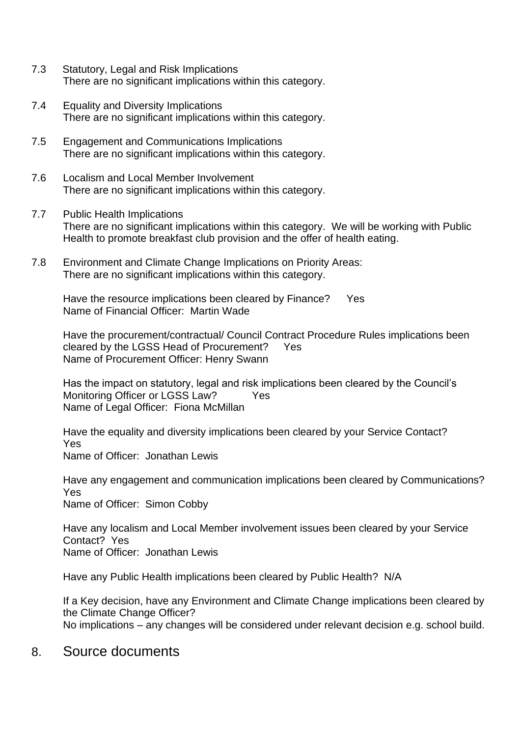7.3 Statutory, Legal and Risk Implications
There are no significant implications within this category.

7.4 Equality and Diversity Implications
There are no significant implications within this category.

7.5 Engagement and Communications Implications
There are no significant implications within this category.

7.6 Localism and Local Member Involvement
There are no significant implications within this category.

7.7 Public Health Implications
There are no significant implications within this category. We will be working with Public Health to promote breakfast club provision and the offer of health eating.

7.8 Environment and Climate Change Implications on Priority Areas:
There are no significant implications within this category.

Have the resource implications been cleared by Finance? Yes
Name of Financial Officer: Martin Wade

Have the procurement/contractual/ Council Contract Procedure Rules implications been cleared by the LGSS Head of Procurement? Yes
Name of Procurement Officer: Henry Swann

Has the impact on statutory, legal and risk implications been cleared by the Council's Monitoring Officer or LGSS Law? Yes
Name of Legal Officer: Fiona McMillan

Have the equality and diversity implications been cleared by your Service Contact? Yes
Name of Officer: Jonathan Lewis

Have any engagement and communication implications been cleared by Communications? Yes
Name of Officer: Simon Cobby

Have any localism and Local Member involvement issues been cleared by your Service Contact? Yes
Name of Officer: Jonathan Lewis

Have any Public Health implications been cleared by Public Health? N/A

If a Key decision, have any Environment and Climate Change implications been cleared by the Climate Change Officer?
No implications – any changes will be considered under relevant decision e.g. school build.

## 8. Source documents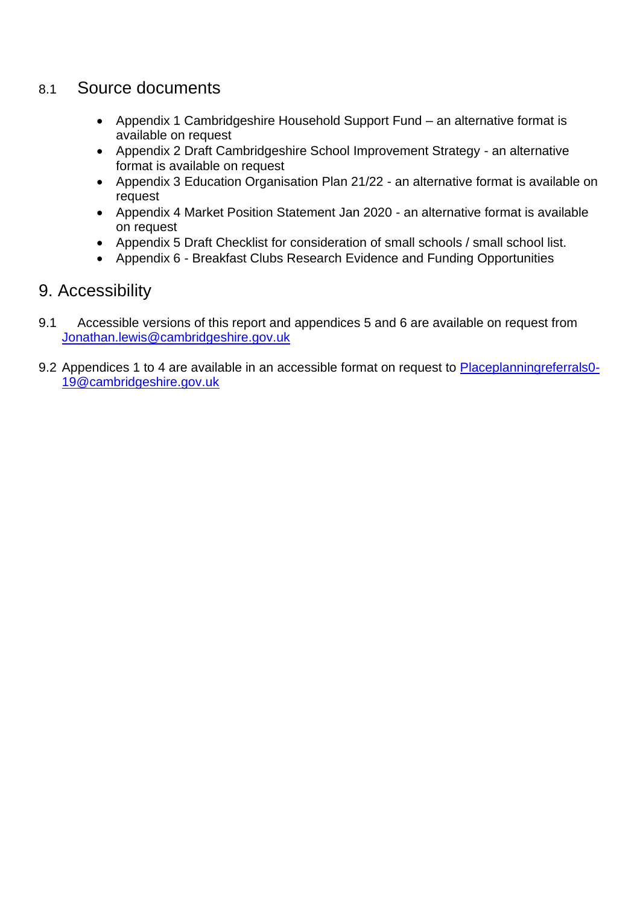### 8.1 Source documents

- Appendix 1 Cambridgeshire Household Support Fund – an alternative format is available on request
- Appendix 2 Draft Cambridgeshire School Improvement Strategy - an alternative format is available on request
- Appendix 3 Education Organisation Plan 21/22 - an alternative format is available on request
- Appendix 4 Market Position Statement Jan 2020 - an alternative format is available on request
- Appendix 5 Draft Checklist for consideration of small schools / small school list.
- Appendix 6 - Breakfast Clubs Research Evidence and Funding Opportunities

## 9. Accessibility

9.1 Accessible versions of this report and appendices 5 and 6 are available on request from Jonathan.lewis@cambridgeshire.gov.uk

9.2 Appendices 1 to 4 are available in an accessible format on request to Placeplanningreferrals0-19@cambridgeshire.gov.uk